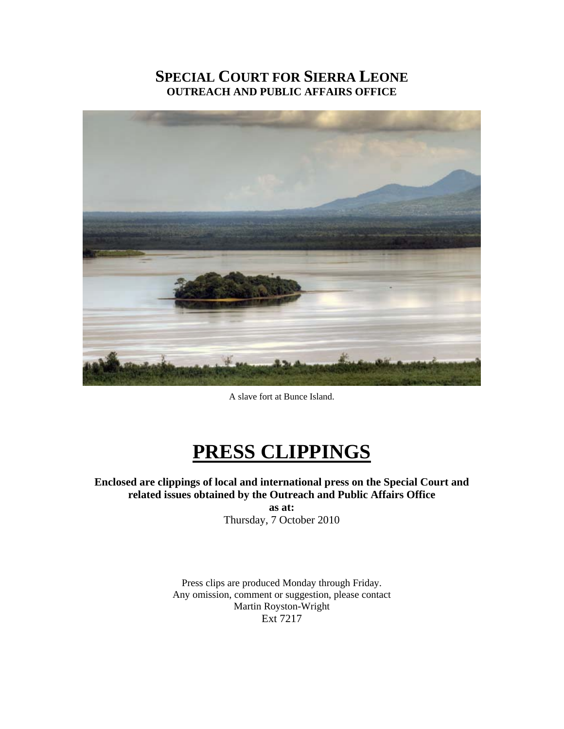# SPECIAL COURT FOR SIERRA LEONE
## OUTREACH AND PUBLIC AFFAIRS OFFICE

A slave fort at Bunce Island.

# PRESS CLIPPINGS

**Enclosed are clippings of local and international press on the Special Court and related issues obtained by the Outreach and Public Affairs Office**

**as at:**

Thursday, 7 October 2010

Press clips are produced Monday through Friday.
Any omission, comment or suggestion, please contact
Martin Royston-Wright
Ext 7217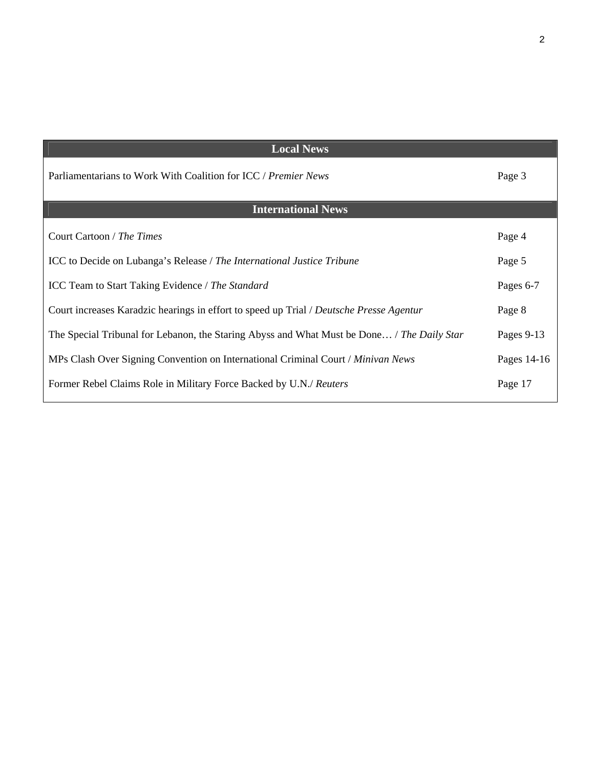| Local News | |
|---|---|
| Parliamentarians to Work With Coalition for ICC / *Premier News* | Page 3 |

| International News | |
|---|---|
| Court Cartoon / *The Times* | Page 4 |
| ICC to Decide on Lubanga's Release / *The International Justice Tribune* | Page 5 |
| ICC Team to Start Taking Evidence / *The Standard* | Pages 6-7 |
| Court increases Karadzic hearings in effort to speed up Trial / *Deutsche Presse Agentur* | Page 8 |
| The Special Tribunal for Lebanon, the Staring Abyss and What Must be Done… / *The Daily Star* | Pages 9-13 |
| MPs Clash Over Signing Convention on International Criminal Court / *Minivan News* | Pages 14-16 |
| Former Rebel Claims Role in Military Force Backed by U.N./ *Reuters* | Page 17 |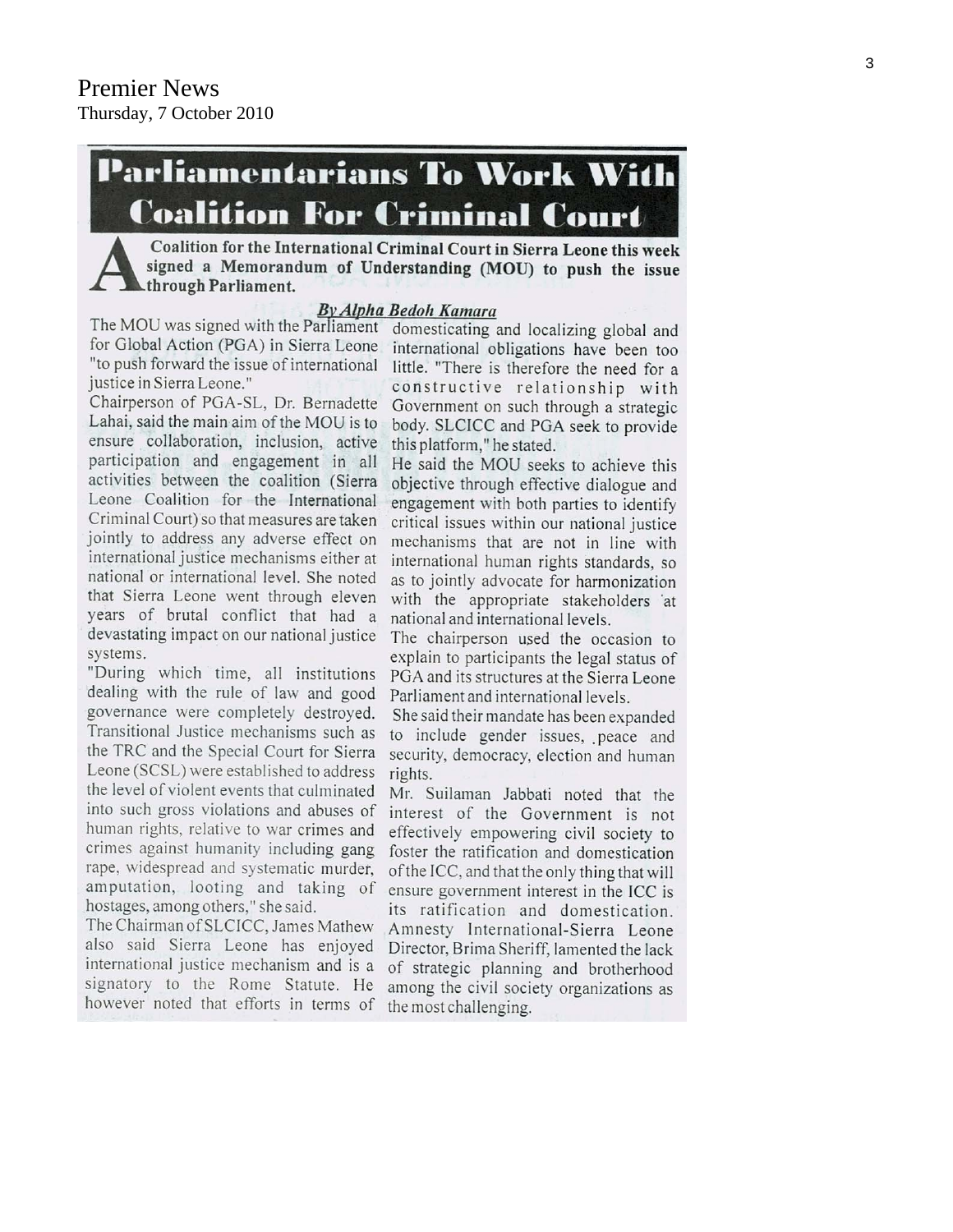Premier News
Thursday, 7 October 2010

# Parliamentarians To Work With Coalition For Criminal Court

**A Coalition for the International Criminal Court in Sierra Leone this week signed a Memorandum of Understanding (MOU) to push the issue through Parliament.**

***By Alpha Bedoh Kamara***

The MOU was signed with the Parliament for Global Action (PGA) in Sierra Leone "to push forward the issue of international justice in Sierra Leone."

Chairperson of PGA-SL, Dr. Bernadette Lahai, said the main aim of the MOU is to ensure collaboration, inclusion, active participation and engagement in all activities between the coalition (Sierra Leone Coalition for the International Criminal Court) so that measures are taken jointly to address any adverse effect on international justice mechanisms either at national or international level. She noted that Sierra Leone went through eleven years of brutal conflict that had a devastating impact on our national justice systems.

"During which time, all institutions dealing with the rule of law and good governance were completely destroyed. Transitional Justice mechanisms such as the TRC and the Special Court for Sierra Leone (SCSL) were established to address the level of violent events that culminated into such gross violations and abuses of human rights, relative to war crimes and crimes against humanity including gang rape, widespread and systematic murder, amputation, looting and taking of hostages, among others," she said.

The Chairman of SLCICC, James Mathew also said Sierra Leone has enjoyed international justice mechanism and is a signatory to the Rome Statute. He however noted that efforts in terms of domesticating and localizing global and international obligations have been too little. "There is therefore the need for a constructive relationship with Government on such through a strategic body. SLCICC and PGA seek to provide this platform," he stated.

He said the MOU seeks to achieve this objective through effective dialogue and engagement with both parties to identify critical issues within our national justice mechanisms that are not in line with international human rights standards, so as to jointly advocate for harmonization with the appropriate stakeholders at national and international levels.

The chairperson used the occasion to explain to participants the legal status of PGA and its structures at the Sierra Leone Parliament and international levels.

She said their mandate has been expanded to include gender issues, peace and security, democracy, election and human rights.

Mr. Suilaman Jabbati noted that the interest of the Government is not effectively empowering civil society to foster the ratification and domestication of the ICC, and that the only thing that will ensure government interest in the ICC is its ratification and domestication. Amnesty International-Sierra Leone Director, Brima Sheriff, lamented the lack of strategic planning and brotherhood among the civil society organizations as the most challenging.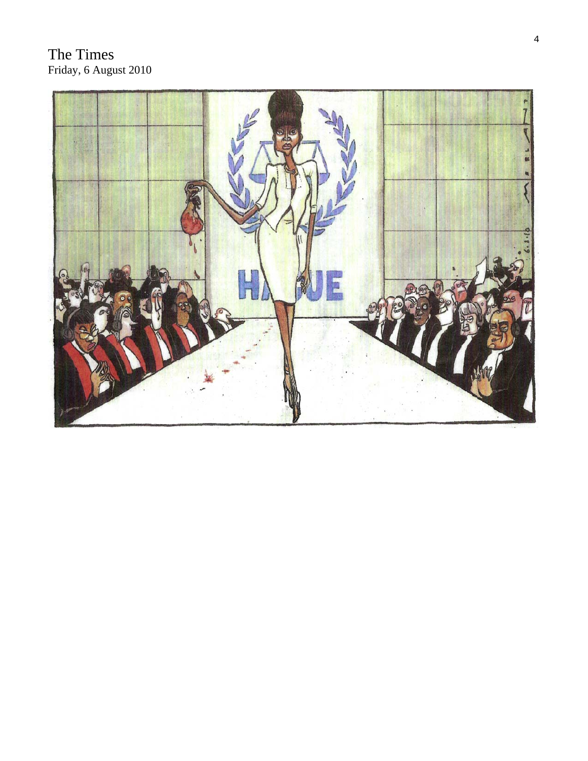The Times
Friday, 6 August 2010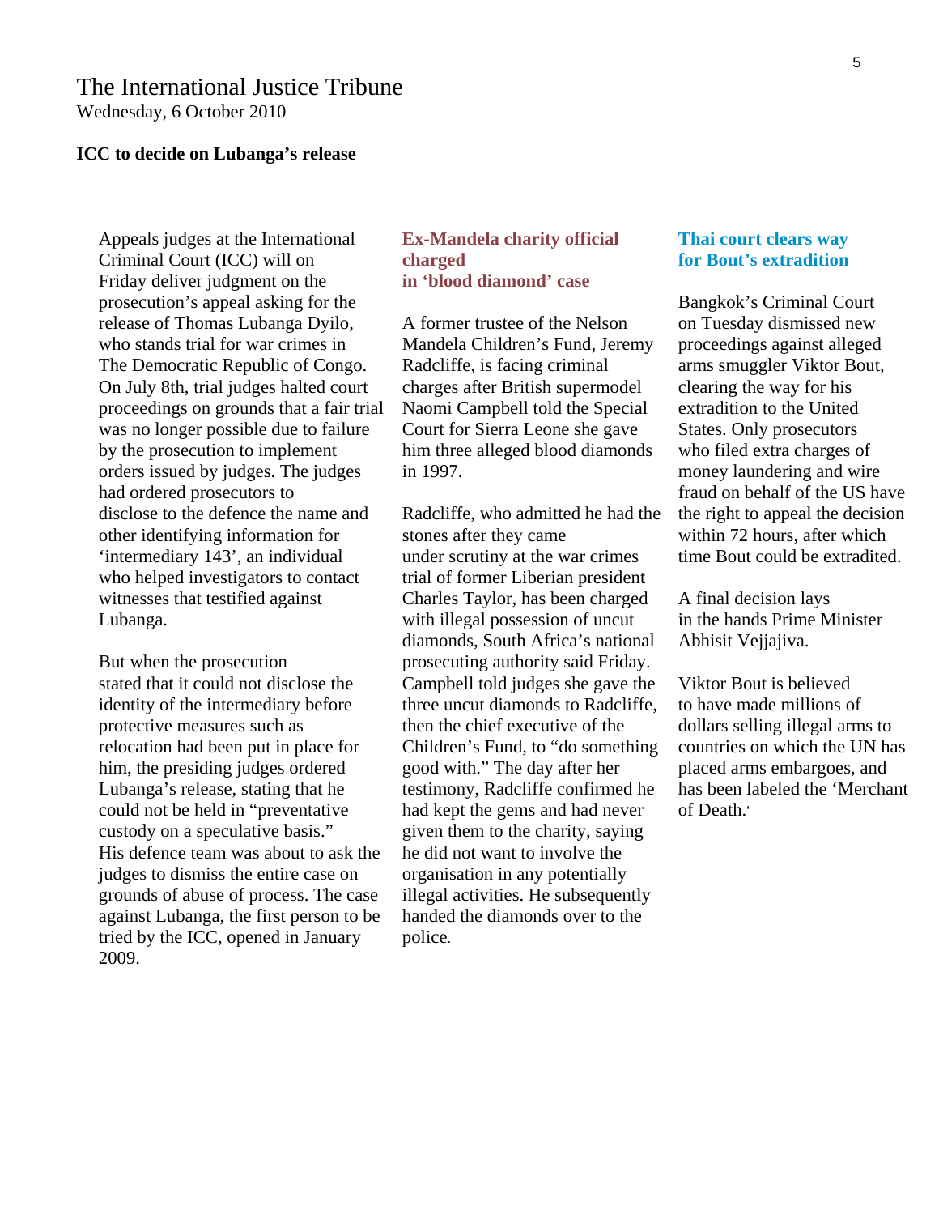# The International Justice Tribune

Wednesday, 6 October 2010

### ICC to decide on Lubanga's release

Appeals judges at the International Criminal Court (ICC) will on Friday deliver judgment on the prosecution's appeal asking for the release of Thomas Lubanga Dyilo, who stands trial for war crimes in The Democratic Republic of Congo. On July 8th, trial judges halted court proceedings on grounds that a fair trial was no longer possible due to failure by the prosecution to implement orders issued by judges. The judges had ordered prosecutors to disclose to the defence the name and other identifying information for 'intermediary 143', an individual who helped investigators to contact witnesses that testified against Lubanga.

But when the prosecution stated that it could not disclose the identity of the intermediary before protective measures such as relocation had been put in place for him, the presiding judges ordered Lubanga's release, stating that he could not be held in "preventative custody on a speculative basis." His defence team was about to ask the judges to dismiss the entire case on grounds of abuse of process. The case against Lubanga, the first person to be tried by the ICC, opened in January 2009.

### Ex-Mandela charity official charged in 'blood diamond' case

A former trustee of the Nelson Mandela Children's Fund, Jeremy Radcliffe, is facing criminal charges after British supermodel Naomi Campbell told the Special Court for Sierra Leone she gave him three alleged blood diamonds in 1997.

Radcliffe, who admitted he had the stones after they came under scrutiny at the war crimes trial of former Liberian president Charles Taylor, has been charged with illegal possession of uncut diamonds, South Africa's national prosecuting authority said Friday. Campbell told judges she gave the three uncut diamonds to Radcliffe, then the chief executive of the Children's Fund, to "do something good with." The day after her testimony, Radcliffe confirmed he had kept the gems and had never given them to the charity, saying he did not want to involve the organisation in any potentially illegal activities. He subsequently handed the diamonds over to the police.

### Thai court clears way for Bout's extradition

Bangkok's Criminal Court on Tuesday dismissed new proceedings against alleged arms smuggler Viktor Bout, clearing the way for his extradition to the United States. Only prosecutors who filed extra charges of money laundering and wire fraud on behalf of the US have the right to appeal the decision within 72 hours, after which time Bout could be extradited.

A final decision lays in the hands Prime Minister Abhisit Vejjajiva.

Viktor Bout is believed to have made millions of dollars selling illegal arms to countries on which the UN has placed arms embargoes, and has been labeled the 'Merchant of Death.'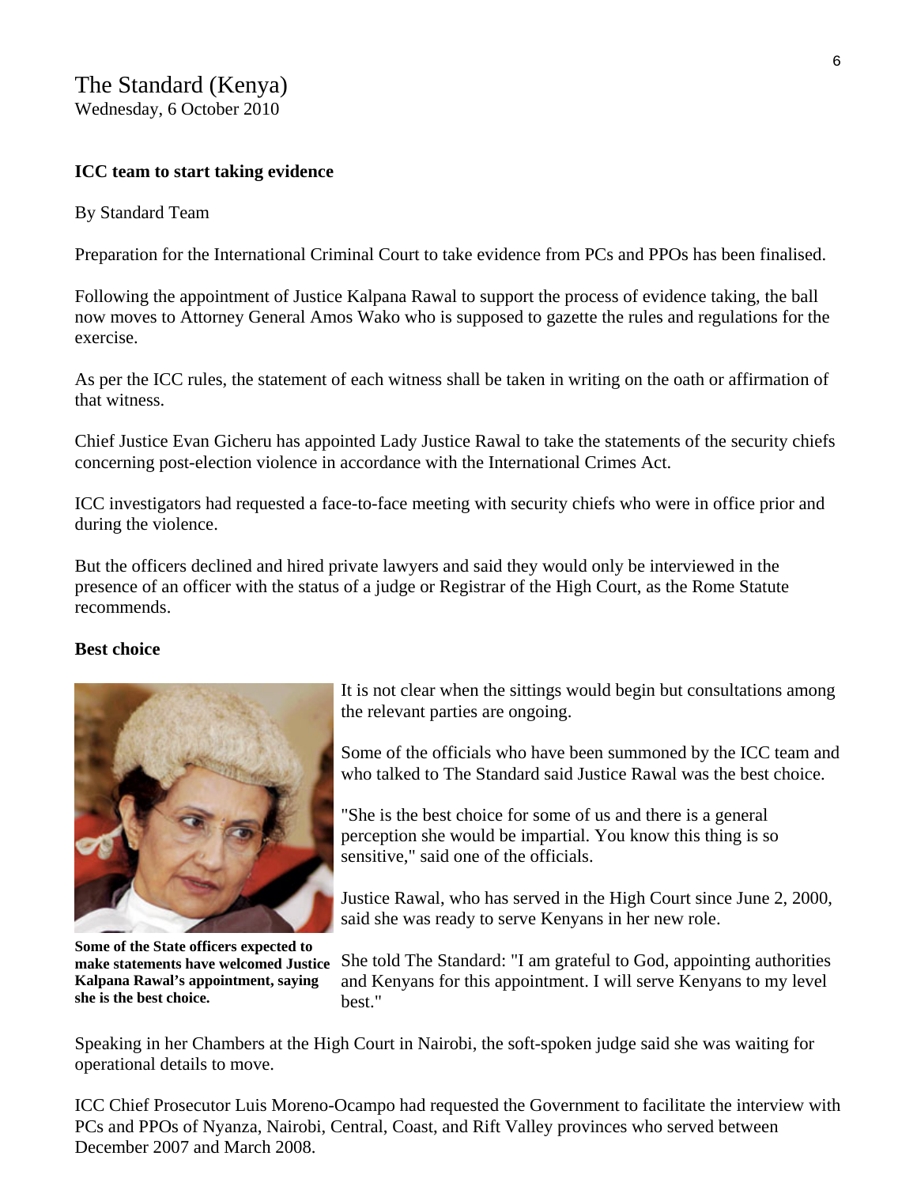The Standard (Kenya)
Wednesday, 6 October 2010

**ICC team to start taking evidence**

By Standard Team

Preparation for the International Criminal Court to take evidence from PCs and PPOs has been finalised.

Following the appointment of Justice Kalpana Rawal to support the process of evidence taking, the ball now moves to Attorney General Amos Wako who is supposed to gazette the rules and regulations for the exercise.

As per the ICC rules, the statement of each witness shall be taken in writing on the oath or affirmation of that witness.

Chief Justice Evan Gicheru has appointed Lady Justice Rawal to take the statements of the security chiefs concerning post-election violence in accordance with the International Crimes Act.

ICC investigators had requested a face-to-face meeting with security chiefs who were in office prior and during the violence.

But the officers declined and hired private lawyers and said they would only be interviewed in the presence of an officer with the status of a judge or Registrar of the High Court, as the Rome Statute recommends.

**Best choice**

**Some of the State officers expected to make statements have welcomed Justice Kalpana Rawal's appointment, saying she is the best choice.**

It is not clear when the sittings would begin but consultations among the relevant parties are ongoing.

Some of the officials who have been summoned by the ICC team and who talked to The Standard said Justice Rawal was the best choice.

"She is the best choice for some of us and there is a general perception she would be impartial. You know this thing is so sensitive," said one of the officials.

Justice Rawal, who has served in the High Court since June 2, 2000, said she was ready to serve Kenyans in her new role.

She told The Standard: "I am grateful to God, appointing authorities and Kenyans for this appointment. I will serve Kenyans to my level best."

Speaking in her Chambers at the High Court in Nairobi, the soft-spoken judge said she was waiting for operational details to move.

ICC Chief Prosecutor Luis Moreno-Ocampo had requested the Government to facilitate the interview with PCs and PPOs of Nyanza, Nairobi, Central, Coast, and Rift Valley provinces who served between December 2007 and March 2008.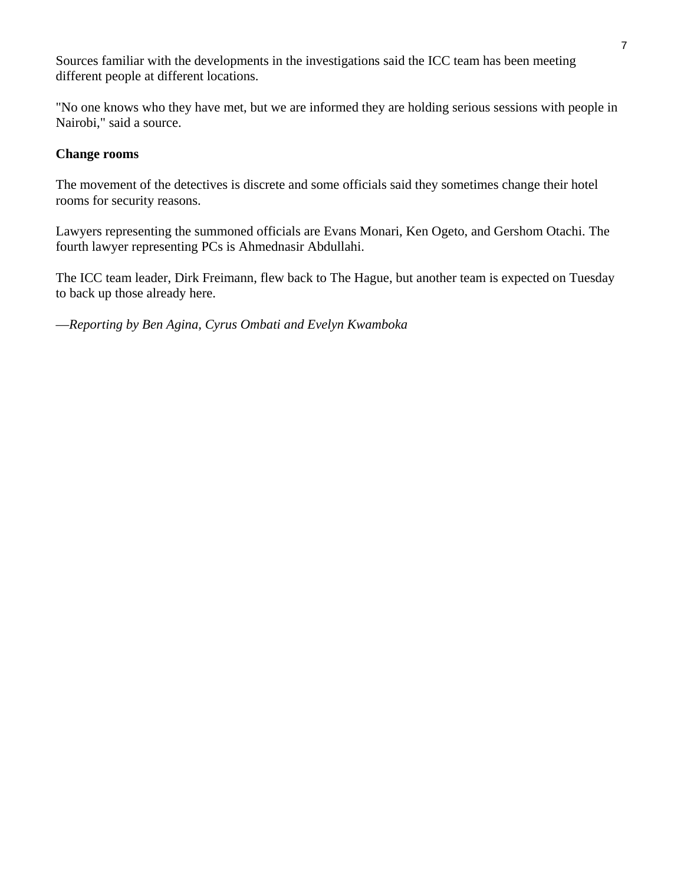Sources familiar with the developments in the investigations said the ICC team has been meeting different people at different locations.

"No one knows who they have met, but we are informed they are holding serious sessions with people in Nairobi," said a source.

**Change rooms**

The movement of the detectives is discrete and some officials said they sometimes change their hotel rooms for security reasons.

Lawyers representing the summoned officials are Evans Monari, Ken Ogeto, and Gershom Otachi. The fourth lawyer representing PCs is Ahmednasir Abdullahi.

The ICC team leader, Dirk Freimann, flew back to The Hague, but another team is expected on Tuesday to back up those already here.

—*Reporting by Ben Agina, Cyrus Ombati and Evelyn Kwamboka*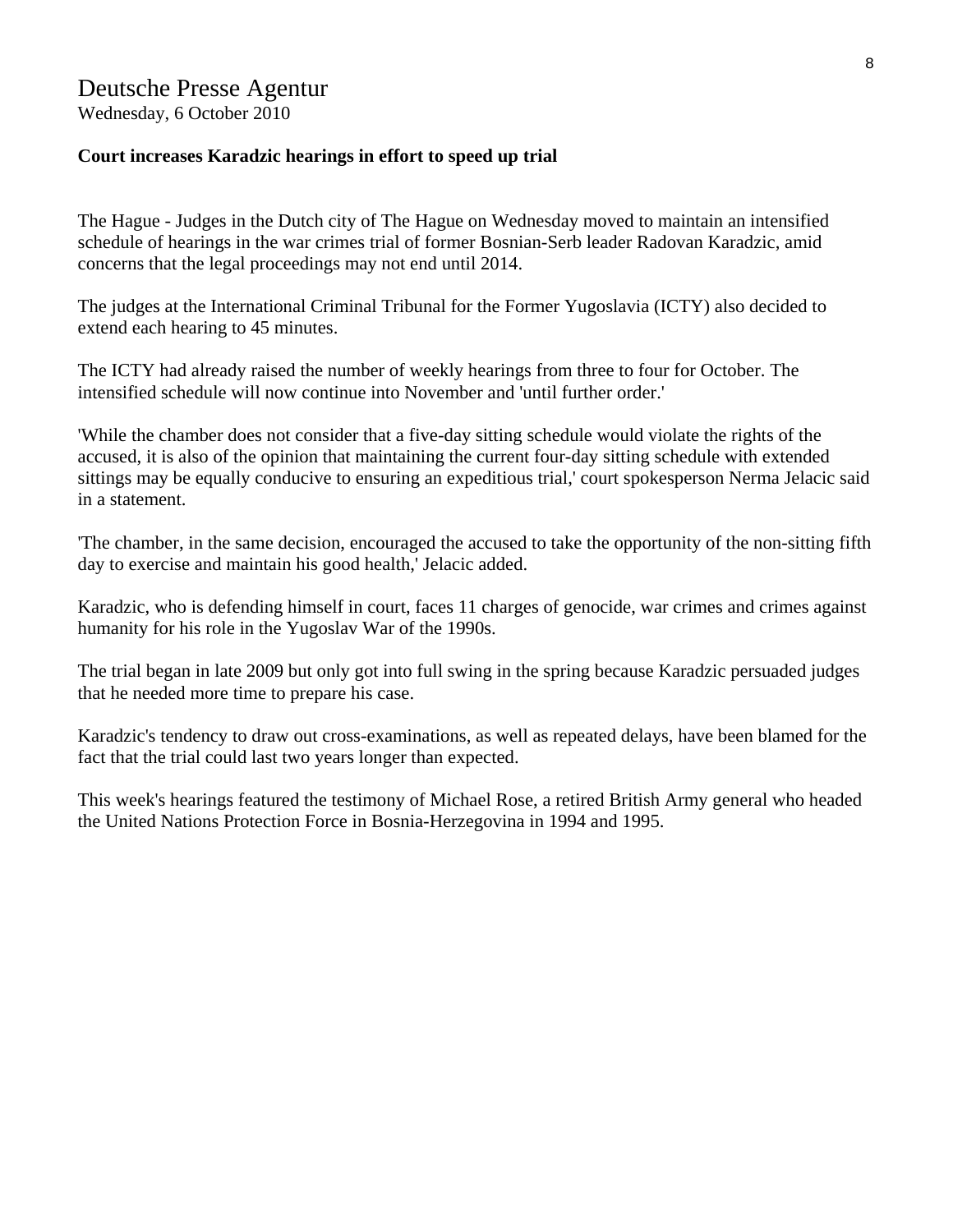# Deutsche Presse Agentur

Wednesday, 6 October 2010

**Court increases Karadzic hearings in effort to speed up trial**

The Hague - Judges in the Dutch city of The Hague on Wednesday moved to maintain an intensified schedule of hearings in the war crimes trial of former Bosnian-Serb leader Radovan Karadzic, amid concerns that the legal proceedings may not end until 2014.

The judges at the International Criminal Tribunal for the Former Yugoslavia (ICTY) also decided to extend each hearing to 45 minutes.

The ICTY had already raised the number of weekly hearings from three to four for October. The intensified schedule will now continue into November and 'until further order.'

'While the chamber does not consider that a five-day sitting schedule would violate the rights of the accused, it is also of the opinion that maintaining the current four-day sitting schedule with extended sittings may be equally conducive to ensuring an expeditious trial,' court spokesperson Nerma Jelacic said in a statement.

'The chamber, in the same decision, encouraged the accused to take the opportunity of the non-sitting fifth day to exercise and maintain his good health,' Jelacic added.

Karadzic, who is defending himself in court, faces 11 charges of genocide, war crimes and crimes against humanity for his role in the Yugoslav War of the 1990s.

The trial began in late 2009 but only got into full swing in the spring because Karadzic persuaded judges that he needed more time to prepare his case.

Karadzic's tendency to draw out cross-examinations, as well as repeated delays, have been blamed for the fact that the trial could last two years longer than expected.

This week's hearings featured the testimony of Michael Rose, a retired British Army general who headed the United Nations Protection Force in Bosnia-Herzegovina in 1994 and 1995.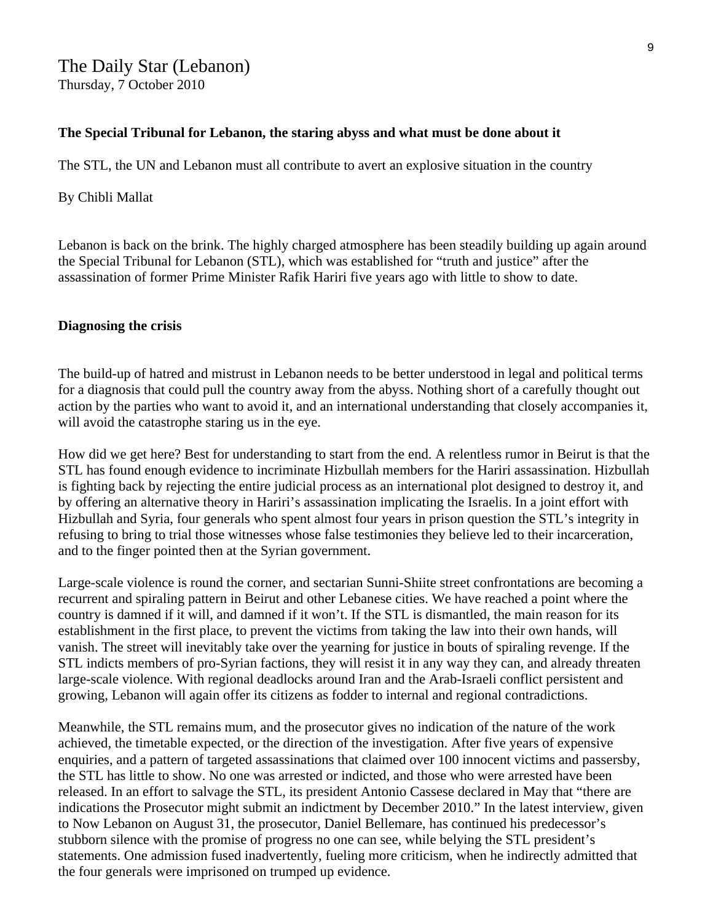# The Daily Star (Lebanon)

Thursday, 7 October 2010

**The Special Tribunal for Lebanon, the staring abyss and what must be done about it**

The STL, the UN and Lebanon must all contribute to avert an explosive situation in the country

By Chibli Mallat

Lebanon is back on the brink. The highly charged atmosphere has been steadily building up again around the Special Tribunal for Lebanon (STL), which was established for "truth and justice" after the assassination of former Prime Minister Rafik Hariri five years ago with little to show to date.

**Diagnosing the crisis**

The build-up of hatred and mistrust in Lebanon needs to be better understood in legal and political terms for a diagnosis that could pull the country away from the abyss. Nothing short of a carefully thought out action by the parties who want to avoid it, and an international understanding that closely accompanies it, will avoid the catastrophe staring us in the eye.

How did we get here? Best for understanding to start from the end. A relentless rumor in Beirut is that the STL has found enough evidence to incriminate Hizbullah members for the Hariri assassination. Hizbullah is fighting back by rejecting the entire judicial process as an international plot designed to destroy it, and by offering an alternative theory in Hariri's assassination implicating the Israelis. In a joint effort with Hizbullah and Syria, four generals who spent almost four years in prison question the STL's integrity in refusing to bring to trial those witnesses whose false testimonies they believe led to their incarceration, and to the finger pointed then at the Syrian government.

Large-scale violence is round the corner, and sectarian Sunni-Shiite street confrontations are becoming a recurrent and spiraling pattern in Beirut and other Lebanese cities. We have reached a point where the country is damned if it will, and damned if it won't. If the STL is dismantled, the main reason for its establishment in the first place, to prevent the victims from taking the law into their own hands, will vanish. The street will inevitably take over the yearning for justice in bouts of spiraling revenge. If the STL indicts members of pro-Syrian factions, they will resist it in any way they can, and already threaten large-scale violence. With regional deadlocks around Iran and the Arab-Israeli conflict persistent and growing, Lebanon will again offer its citizens as fodder to internal and regional contradictions.

Meanwhile, the STL remains mum, and the prosecutor gives no indication of the nature of the work achieved, the timetable expected, or the direction of the investigation. After five years of expensive enquiries, and a pattern of targeted assassinations that claimed over 100 innocent victims and passersby, the STL has little to show. No one was arrested or indicted, and those who were arrested have been released. In an effort to salvage the STL, its president Antonio Cassese declared in May that "there are indications the Prosecutor might submit an indictment by December 2010." In the latest interview, given to Now Lebanon on August 31, the prosecutor, Daniel Bellemare, has continued his predecessor's stubborn silence with the promise of progress no one can see, while belying the STL president's statements. One admission fused inadvertently, fueling more criticism, when he indirectly admitted that the four generals were imprisoned on trumped up evidence.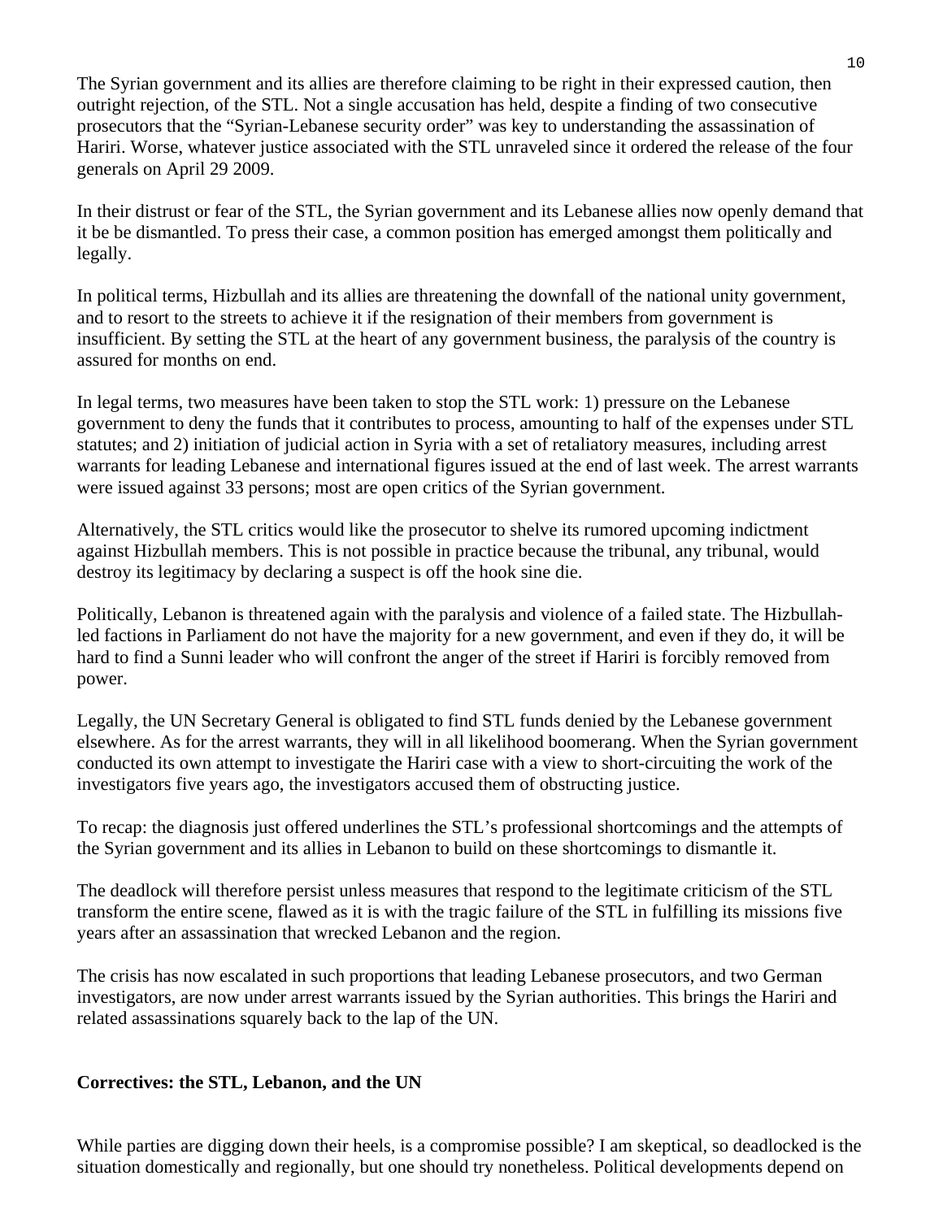The Syrian government and its allies are therefore claiming to be right in their expressed caution, then outright rejection, of the STL. Not a single accusation has held, despite a finding of two consecutive prosecutors that the "Syrian-Lebanese security order" was key to understanding the assassination of Hariri. Worse, whatever justice associated with the STL unraveled since it ordered the release of the four generals on April 29 2009.

In their distrust or fear of the STL, the Syrian government and its Lebanese allies now openly demand that it be be dismantled. To press their case, a common position has emerged amongst them politically and legally.

In political terms, Hizbullah and its allies are threatening the downfall of the national unity government, and to resort to the streets to achieve it if the resignation of their members from government is insufficient. By setting the STL at the heart of any government business, the paralysis of the country is assured for months on end.

In legal terms, two measures have been taken to stop the STL work: 1) pressure on the Lebanese government to deny the funds that it contributes to process, amounting to half of the expenses under STL statutes; and 2) initiation of judicial action in Syria with a set of retaliatory measures, including arrest warrants for leading Lebanese and international figures issued at the end of last week. The arrest warrants were issued against 33 persons; most are open critics of the Syrian government.

Alternatively, the STL critics would like the prosecutor to shelve its rumored upcoming indictment against Hizbullah members. This is not possible in practice because the tribunal, any tribunal, would destroy its legitimacy by declaring a suspect is off the hook sine die.

Politically, Lebanon is threatened again with the paralysis and violence of a failed state. The Hizbullah-led factions in Parliament do not have the majority for a new government, and even if they do, it will be hard to find a Sunni leader who will confront the anger of the street if Hariri is forcibly removed from power.

Legally, the UN Secretary General is obligated to find STL funds denied by the Lebanese government elsewhere. As for the arrest warrants, they will in all likelihood boomerang. When the Syrian government conducted its own attempt to investigate the Hariri case with a view to short-circuiting the work of the investigators five years ago, the investigators accused them of obstructing justice.

To recap: the diagnosis just offered underlines the STL's professional shortcomings and the attempts of the Syrian government and its allies in Lebanon to build on these shortcomings to dismantle it.

The deadlock will therefore persist unless measures that respond to the legitimate criticism of the STL transform the entire scene, flawed as it is with the tragic failure of the STL in fulfilling its missions five years after an assassination that wrecked Lebanon and the region.

The crisis has now escalated in such proportions that leading Lebanese prosecutors, and two German investigators, are now under arrest warrants issued by the Syrian authorities. This brings the Hariri and related assassinations squarely back to the lap of the UN.

## Correctives: the STL, Lebanon, and the UN

While parties are digging down their heels, is a compromise possible? I am skeptical, so deadlocked is the situation domestically and regionally, but one should try nonetheless. Political developments depend on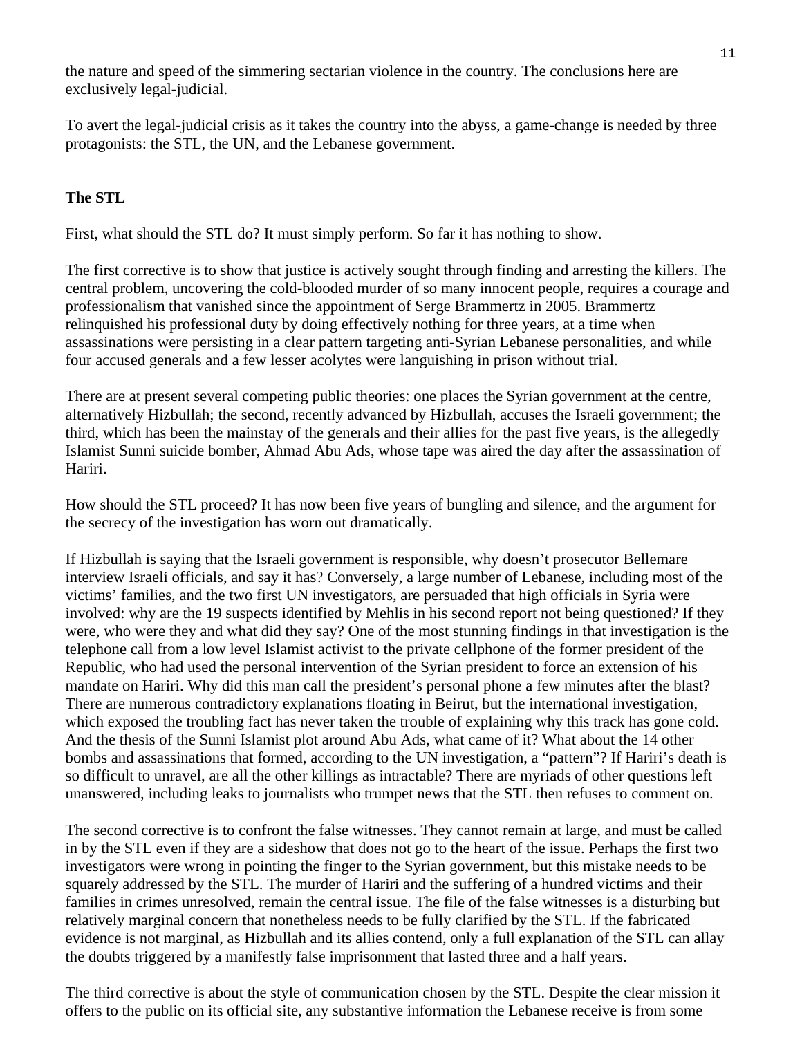the nature and speed of the simmering sectarian violence in the country. The conclusions here are exclusively legal-judicial.

To avert the legal-judicial crisis as it takes the country into the abyss, a game-change is needed by three protagonists: the STL, the UN, and the Lebanese government.

**The STL**

First, what should the STL do? It must simply perform. So far it has nothing to show.

The first corrective is to show that justice is actively sought through finding and arresting the killers. The central problem, uncovering the cold-blooded murder of so many innocent people, requires a courage and professionalism that vanished since the appointment of Serge Brammertz in 2005. Brammertz relinquished his professional duty by doing effectively nothing for three years, at a time when assassinations were persisting in a clear pattern targeting anti-Syrian Lebanese personalities, and while four accused generals and a few lesser acolytes were languishing in prison without trial.

There are at present several competing public theories: one places the Syrian government at the centre, alternatively Hizbullah; the second, recently advanced by Hizbullah, accuses the Israeli government; the third, which has been the mainstay of the generals and their allies for the past five years, is the allegedly Islamist Sunni suicide bomber, Ahmad Abu Ads, whose tape was aired the day after the assassination of Hariri.

How should the STL proceed? It has now been five years of bungling and silence, and the argument for the secrecy of the investigation has worn out dramatically.

If Hizbullah is saying that the Israeli government is responsible, why doesn't prosecutor Bellemare interview Israeli officials, and say it has? Conversely, a large number of Lebanese, including most of the victims' families, and the two first UN investigators, are persuaded that high officials in Syria were involved: why are the 19 suspects identified by Mehlis in his second report not being questioned? If they were, who were they and what did they say? One of the most stunning findings in that investigation is the telephone call from a low level Islamist activist to the private cellphone of the former president of the Republic, who had used the personal intervention of the Syrian president to force an extension of his mandate on Hariri. Why did this man call the president's personal phone a few minutes after the blast? There are numerous contradictory explanations floating in Beirut, but the international investigation, which exposed the troubling fact has never taken the trouble of explaining why this track has gone cold. And the thesis of the Sunni Islamist plot around Abu Ads, what came of it? What about the 14 other bombs and assassinations that formed, according to the UN investigation, a "pattern"? If Hariri's death is so difficult to unravel, are all the other killings as intractable? There are myriads of other questions left unanswered, including leaks to journalists who trumpet news that the STL then refuses to comment on.

The second corrective is to confront the false witnesses. They cannot remain at large, and must be called in by the STL even if they are a sideshow that does not go to the heart of the issue. Perhaps the first two investigators were wrong in pointing the finger to the Syrian government, but this mistake needs to be squarely addressed by the STL. The murder of Hariri and the suffering of a hundred victims and their families in crimes unresolved, remain the central issue. The file of the false witnesses is a disturbing but relatively marginal concern that nonetheless needs to be fully clarified by the STL. If the fabricated evidence is not marginal, as Hizbullah and its allies contend, only a full explanation of the STL can allay the doubts triggered by a manifestly false imprisonment that lasted three and a half years.

The third corrective is about the style of communication chosen by the STL. Despite the clear mission it offers to the public on its official site, any substantive information the Lebanese receive is from some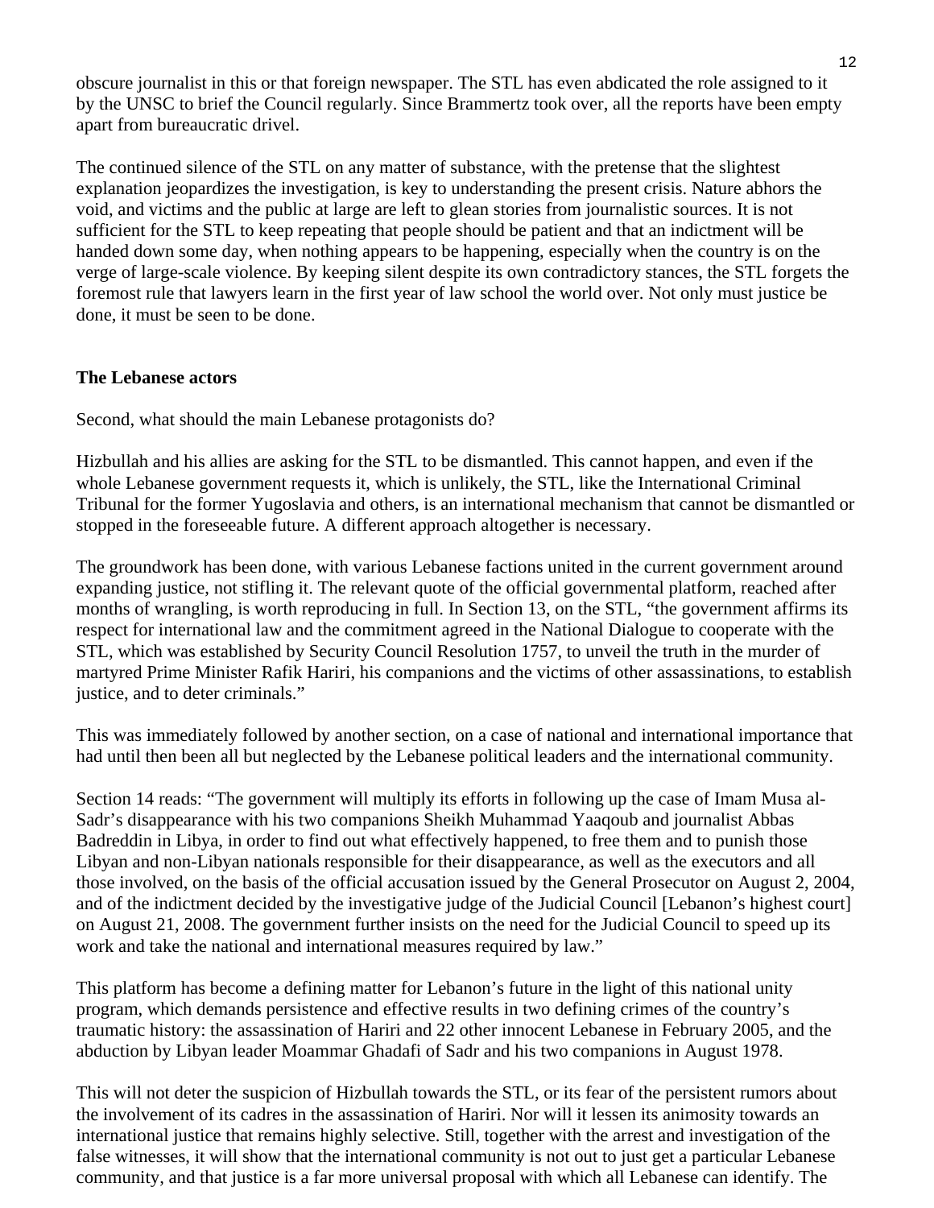obscure journalist in this or that foreign newspaper. The STL has even abdicated the role assigned to it by the UNSC to brief the Council regularly. Since Brammertz took over, all the reports have been empty apart from bureaucratic drivel.

The continued silence of the STL on any matter of substance, with the pretense that the slightest explanation jeopardizes the investigation, is key to understanding the present crisis. Nature abhors the void, and victims and the public at large are left to glean stories from journalistic sources. It is not sufficient for the STL to keep repeating that people should be patient and that an indictment will be handed down some day, when nothing appears to be happening, especially when the country is on the verge of large-scale violence. By keeping silent despite its own contradictory stances, the STL forgets the foremost rule that lawyers learn in the first year of law school the world over. Not only must justice be done, it must be seen to be done.

**The Lebanese actors**

Second, what should the main Lebanese protagonists do?

Hizbullah and his allies are asking for the STL to be dismantled. This cannot happen, and even if the whole Lebanese government requests it, which is unlikely, the STL, like the International Criminal Tribunal for the former Yugoslavia and others, is an international mechanism that cannot be dismantled or stopped in the foreseeable future. A different approach altogether is necessary.

The groundwork has been done, with various Lebanese factions united in the current government around expanding justice, not stifling it. The relevant quote of the official governmental platform, reached after months of wrangling, is worth reproducing in full. In Section 13, on the STL, "the government affirms its respect for international law and the commitment agreed in the National Dialogue to cooperate with the STL, which was established by Security Council Resolution 1757, to unveil the truth in the murder of martyred Prime Minister Rafik Hariri, his companions and the victims of other assassinations, to establish justice, and to deter criminals."

This was immediately followed by another section, on a case of national and international importance that had until then been all but neglected by the Lebanese political leaders and the international community.

Section 14 reads: "The government will multiply its efforts in following up the case of Imam Musa al-Sadr's disappearance with his two companions Sheikh Muhammad Yaaqoub and journalist Abbas Badreddin in Libya, in order to find out what effectively happened, to free them and to punish those Libyan and non-Libyan nationals responsible for their disappearance, as well as the executors and all those involved, on the basis of the official accusation issued by the General Prosecutor on August 2, 2004, and of the indictment decided by the investigative judge of the Judicial Council [Lebanon's highest court] on August 21, 2008. The government further insists on the need for the Judicial Council to speed up its work and take the national and international measures required by law."

This platform has become a defining matter for Lebanon's future in the light of this national unity program, which demands persistence and effective results in two defining crimes of the country's traumatic history: the assassination of Hariri and 22 other innocent Lebanese in February 2005, and the abduction by Libyan leader Moammar Ghadafi of Sadr and his two companions in August 1978.

This will not deter the suspicion of Hizbullah towards the STL, or its fear of the persistent rumors about the involvement of its cadres in the assassination of Hariri. Nor will it lessen its animosity towards an international justice that remains highly selective. Still, together with the arrest and investigation of the false witnesses, it will show that the international community is not out to just get a particular Lebanese community, and that justice is a far more universal proposal with which all Lebanese can identify. The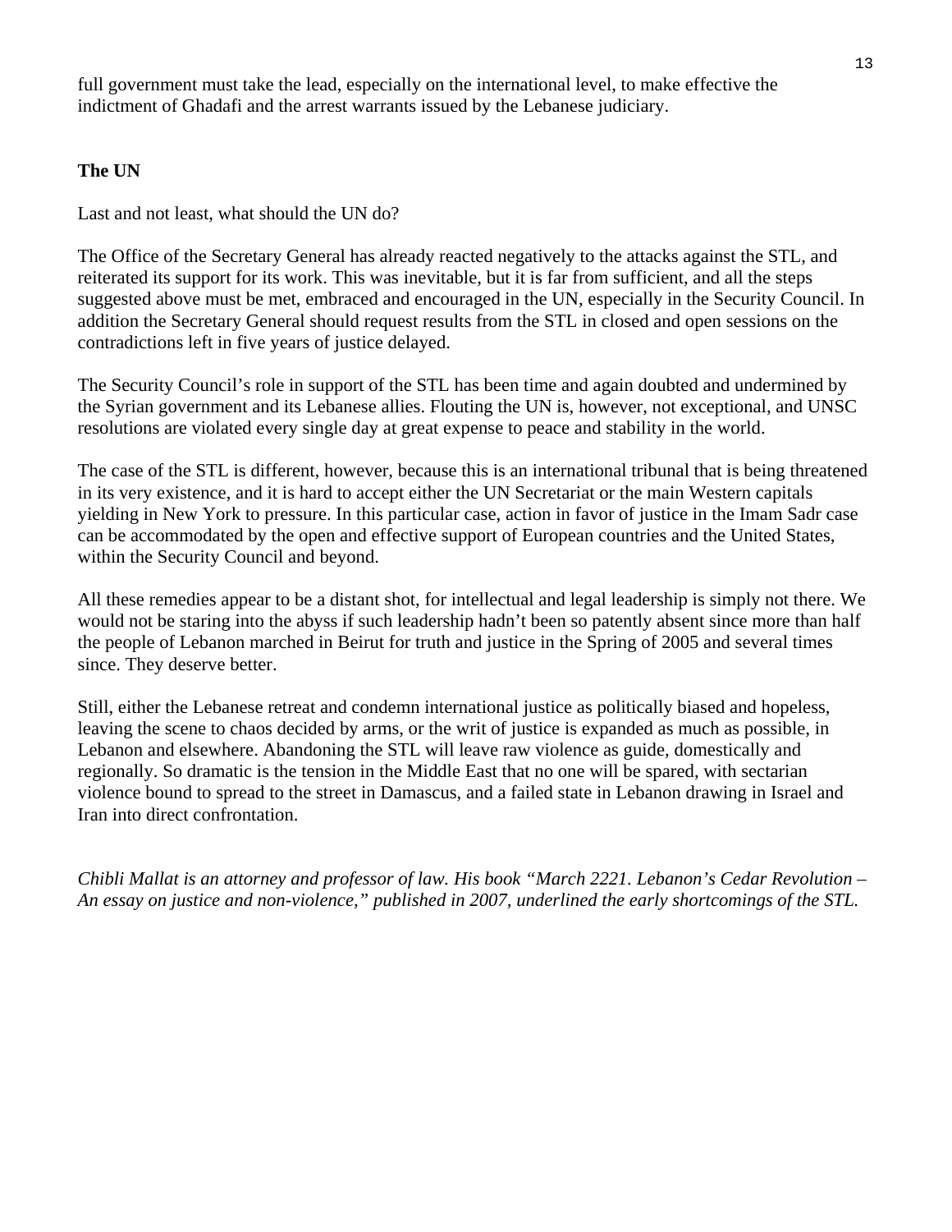full government must take the lead, especially on the international level, to make effective the indictment of Ghadafi and the arrest warrants issued by the Lebanese judiciary.

**The UN**

Last and not least, what should the UN do?

The Office of the Secretary General has already reacted negatively to the attacks against the STL, and reiterated its support for its work. This was inevitable, but it is far from sufficient, and all the steps suggested above must be met, embraced and encouraged in the UN, especially in the Security Council. In addition the Secretary General should request results from the STL in closed and open sessions on the contradictions left in five years of justice delayed.

The Security Council's role in support of the STL has been time and again doubted and undermined by the Syrian government and its Lebanese allies. Flouting the UN is, however, not exceptional, and UNSC resolutions are violated every single day at great expense to peace and stability in the world.

The case of the STL is different, however, because this is an international tribunal that is being threatened in its very existence, and it is hard to accept either the UN Secretariat or the main Western capitals yielding in New York to pressure. In this particular case, action in favor of justice in the Imam Sadr case can be accommodated by the open and effective support of European countries and the United States, within the Security Council and beyond.

All these remedies appear to be a distant shot, for intellectual and legal leadership is simply not there. We would not be staring into the abyss if such leadership hadn't been so patently absent since more than half the people of Lebanon marched in Beirut for truth and justice in the Spring of 2005 and several times since. They deserve better.

Still, either the Lebanese retreat and condemn international justice as politically biased and hopeless, leaving the scene to chaos decided by arms, or the writ of justice is expanded as much as possible, in Lebanon and elsewhere. Abandoning the STL will leave raw violence as guide, domestically and regionally. So dramatic is the tension in the Middle East that no one will be spared, with sectarian violence bound to spread to the street in Damascus, and a failed state in Lebanon drawing in Israel and Iran into direct confrontation.

*Chibli Mallat is an attorney and professor of law. His book "March 2221. Lebanon's Cedar Revolution – An essay on justice and non-violence," published in 2007, underlined the early shortcomings of the STL.*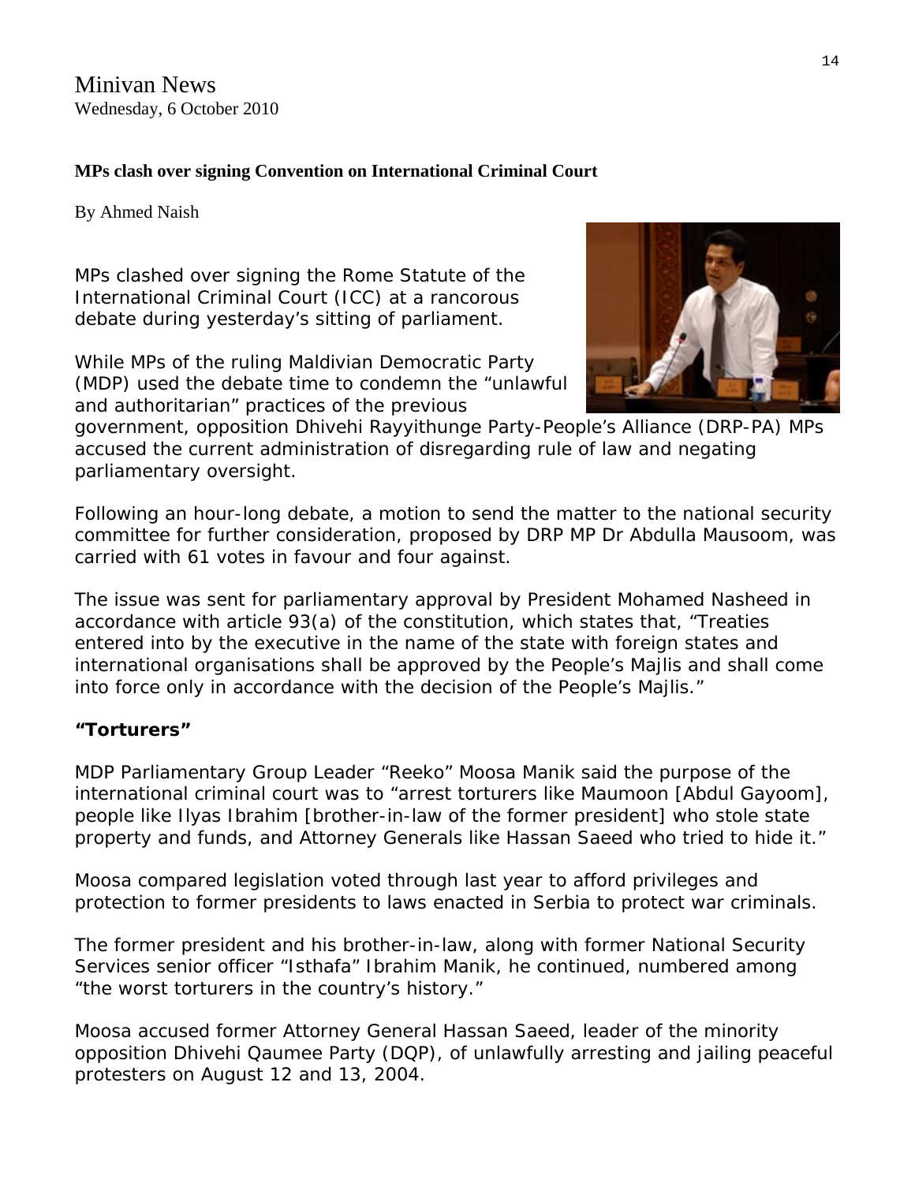Minivan News
Wednesday, 6 October 2010

**MPs clash over signing Convention on International Criminal Court**

By Ahmed Naish

MPs clashed over signing the Rome Statute of the International Criminal Court (ICC) at a rancorous debate during yesterday's sitting of parliament.

While MPs of the ruling Maldivian Democratic Party (MDP) used the debate time to condemn the "unlawful and authoritarian" practices of the previous government, opposition Dhivehi Rayyithunge Party-People's Alliance (DRP-PA) MPs accused the current administration of disregarding rule of law and negating parliamentary oversight.

Following an hour-long debate, a motion to send the matter to the national security committee for further consideration, proposed by DRP MP Dr Abdulla Mausoom, was carried with 61 votes in favour and four against.

The issue was sent for parliamentary approval by President Mohamed Nasheed in accordance with article 93(a) of the constitution, which states that, "Treaties entered into by the executive in the name of the state with foreign states and international organisations shall be approved by the People's Majlis and shall come into force only in accordance with the decision of the People's Majlis."

**"Torturers"**

MDP Parliamentary Group Leader "Reeko" Moosa Manik said the purpose of the international criminal court was to "arrest torturers like Maumoon [Abdul Gayoom], people like Ilyas Ibrahim [brother-in-law of the former president] who stole state property and funds, and Attorney Generals like Hassan Saeed who tried to hide it."

Moosa compared legislation voted through last year to afford privileges and protection to former presidents to laws enacted in Serbia to protect war criminals.

The former president and his brother-in-law, along with former National Security Services senior officer "Isthafa" Ibrahim Manik, he continued, numbered among "the worst torturers in the country's history."

Moosa accused former Attorney General Hassan Saeed, leader of the minority opposition Dhivehi Qaumee Party (DQP), of unlawfully arresting and jailing peaceful protesters on August 12 and 13, 2004.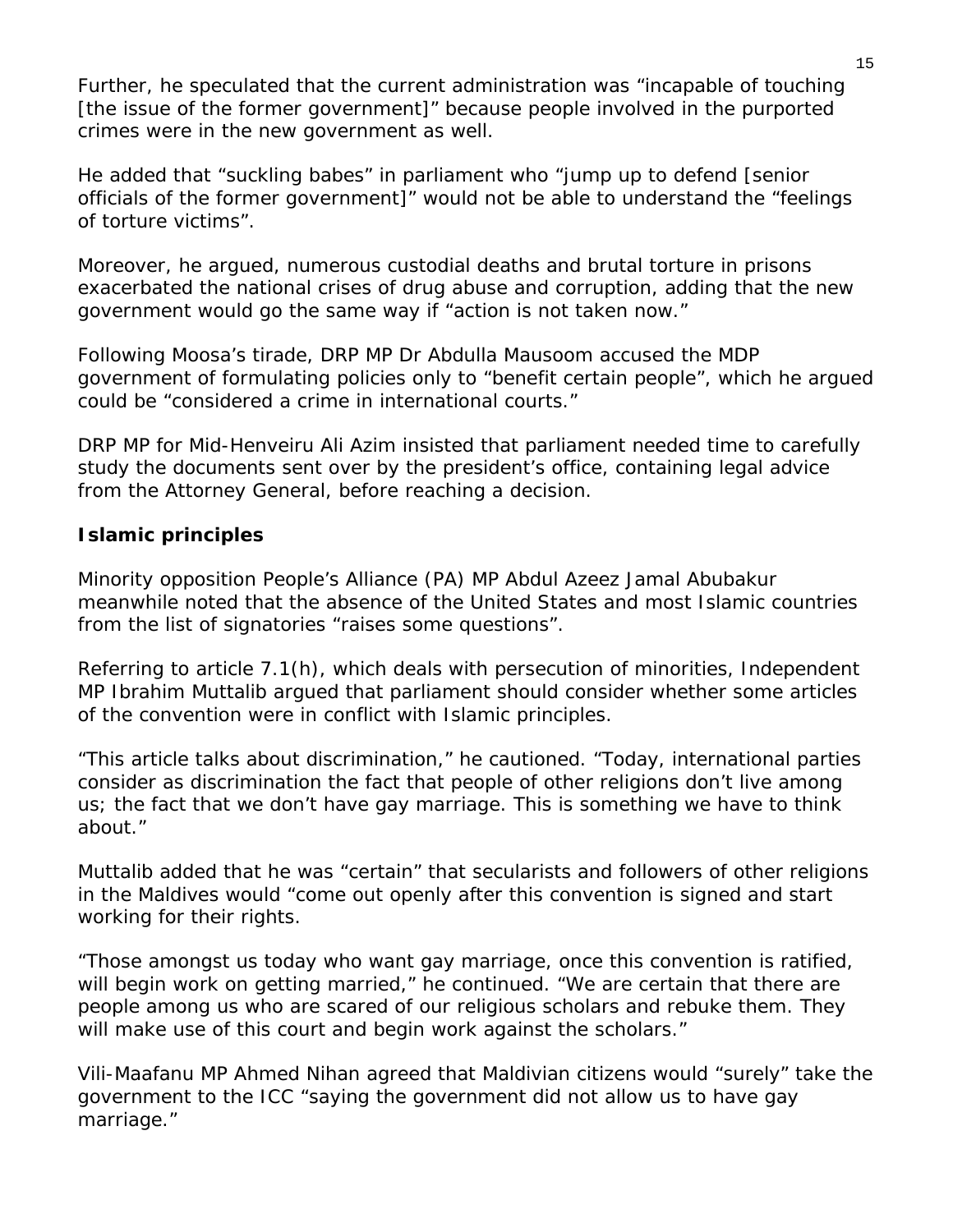Further, he speculated that the current administration was "incapable of touching [the issue of the former government]" because people involved in the purported crimes were in the new government as well.

He added that "suckling babes" in parliament who "jump up to defend [senior officials of the former government]" would not be able to understand the "feelings of torture victims".

Moreover, he argued, numerous custodial deaths and brutal torture in prisons exacerbated the national crises of drug abuse and corruption, adding that the new government would go the same way if "action is not taken now."

Following Moosa's tirade, DRP MP Dr Abdulla Mausoom accused the MDP government of formulating policies only to "benefit certain people", which he argued could be "considered a crime in international courts."

DRP MP for Mid-Henveiru Ali Azim insisted that parliament needed time to carefully study the documents sent over by the president's office, containing legal advice from the Attorney General, before reaching a decision.

### Islamic principles

Minority opposition People's Alliance (PA) MP Abdul Azeez Jamal Abubakur meanwhile noted that the absence of the United States and most Islamic countries from the list of signatories "raises some questions".

Referring to article 7.1(h), which deals with persecution of minorities, Independent MP Ibrahim Muttalib argued that parliament should consider whether some articles of the convention were in conflict with Islamic principles.

"This article talks about discrimination," he cautioned. "Today, international parties consider as discrimination the fact that people of other religions don't live among us; the fact that we don't have gay marriage. This is something we have to think about."

Muttalib added that he was "certain" that secularists and followers of other religions in the Maldives would "come out openly after this convention is signed and start working for their rights.

"Those amongst us today who want gay marriage, once this convention is ratified, will begin work on getting married," he continued. "We are certain that there are people among us who are scared of our religious scholars and rebuke them. They will make use of this court and begin work against the scholars."

Vili-Maafanu MP Ahmed Nihan agreed that Maldivian citizens would "surely" take the government to the ICC "saying the government did not allow us to have gay marriage."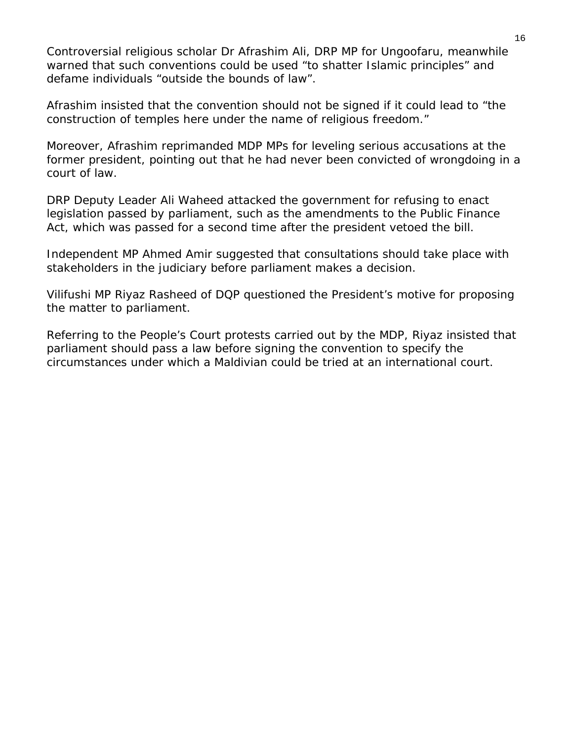Controversial religious scholar Dr Afrashim Ali, DRP MP for Ungoofaru, meanwhile warned that such conventions could be used "to shatter Islamic principles" and defame individuals "outside the bounds of law".

Afrashim insisted that the convention should not be signed if it could lead to "the construction of temples here under the name of religious freedom."

Moreover, Afrashim reprimanded MDP MPs for leveling serious accusations at the former president, pointing out that he had never been convicted of wrongdoing in a court of law.

DRP Deputy Leader Ali Waheed attacked the government for refusing to enact legislation passed by parliament, such as the amendments to the Public Finance Act, which was passed for a second time after the president vetoed the bill.

Independent MP Ahmed Amir suggested that consultations should take place with stakeholders in the judiciary before parliament makes a decision.

Vilifushi MP Riyaz Rasheed of DQP questioned the President's motive for proposing the matter to parliament.

Referring to the People's Court protests carried out by the MDP, Riyaz insisted that parliament should pass a law before signing the convention to specify the circumstances under which a Maldivian could be tried at an international court.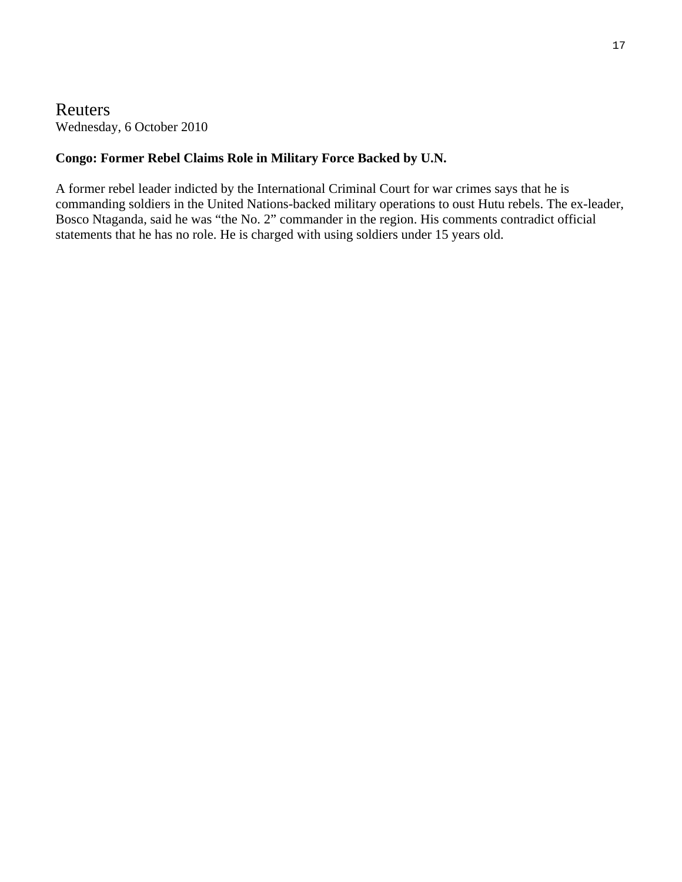Reuters
Wednesday, 6 October 2010

**Congo: Former Rebel Claims Role in Military Force Backed by U.N.**

A former rebel leader indicted by the International Criminal Court for war crimes says that he is commanding soldiers in the United Nations-backed military operations to oust Hutu rebels. The ex-leader, Bosco Ntaganda, said he was "the No. 2" commander in the region. His comments contradict official statements that he has no role. He is charged with using soldiers under 15 years old.